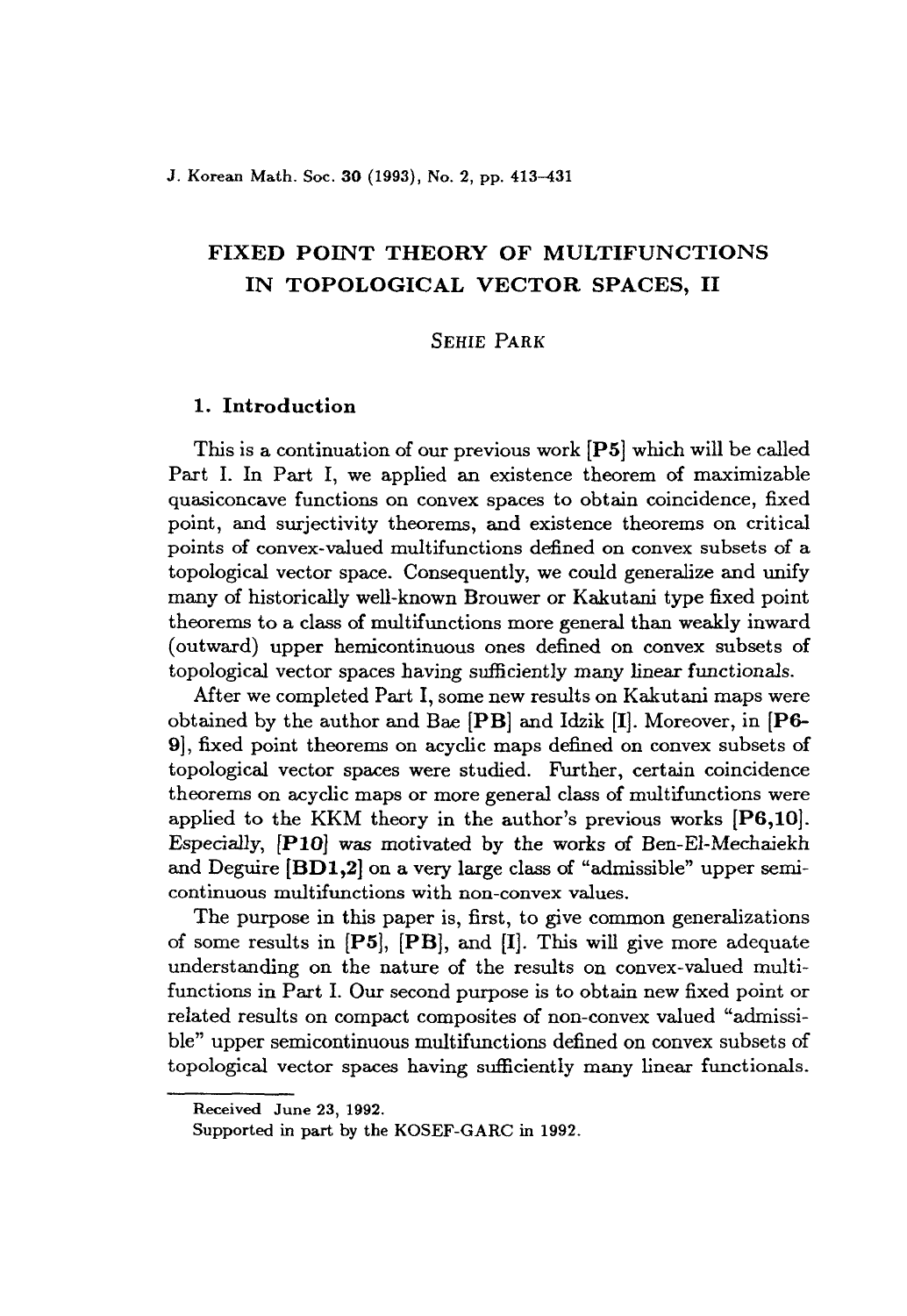# FIXED POINT THEORY OF MULTIFUNCTIONS IN TOPOLOGICAL VECTOR SPACES, II

SEHIE PARK

## 1. Introduction

This is a continuation of our previous work [**P5**] which will be called Part I. In Part I, we applied an existence theorem of maximizable quasiconcave functions on convex spaces to obtain coincidence, fixed point, and surjectivity theorems, and existence theorems on critical points of convex-valued multifunctions defined on convex subsets of a topological vector space. Consequently, we could generalize and unify many of historically well-known Brouwer or Kakutani type fixed point theorems to a class of multifunctions more general than weakly inward (outward) upper hemicontinuous ones defined on convex subsets of topological vector spaces having sufficiently many linear functionals.

After we completed Part I, some new results on Kakutani maps were obtained by the author and Bae [**PB**] and Idzik [**I**]. Moreover, in [**P6-9**], fixed point theorems on acyclic maps defined on convex subsets of topological vector spaces were studied. Further, certain coincidence theorems on acyclic maps or more general class of multifunctions were applied to the KKM theory in the author's previous works [**P6,10**]. Especially, [**P10**] was motivated by the works of Ben-El-Mechaiekh and Deguire [**BD1,2**] on a very large class of "admissible" upper semicontinuous multifunctions with non-convex values.

The purpose in this paper is, first, to give common generalizations of some results in [**P5**], [**PB**], and [**I**]. This will give more adequate understanding on the nature of the results on convex-valued multifunctions in Part I. Our second purpose is to obtain new fixed point or related results on compact composites of non-convex valued "admissible" upper semicontinuous multifunctions defined on convex subsets of topological vector spaces having sufficiently many linear functionals.

---

Received June 23, 1992.

Supported in part by the KOSEF-GARC in 1992.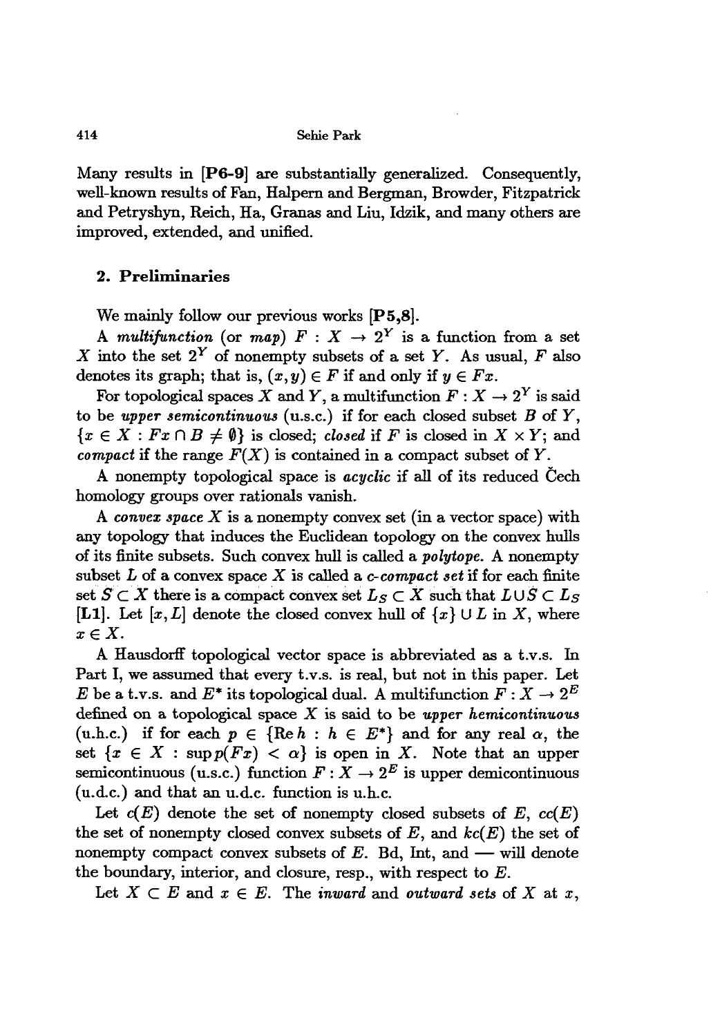Many results in **[P6-9]** are substantially generalized. Consequently, well-known results of Fan, Halpern and Bergman, Browder, Fitzpatrick and Petryshyn, Reich, Ha, Granas and Liu, Idzik, and many others are improved, extended, and unified.

## 2. Preliminaries

We mainly follow our previous works **[P5,8]**.

A *multifunction* (or *map*) $F : X \to 2^Y$ is a function from a set $X$ into the set $2^Y$ of nonempty subsets of a set $Y$. As usual, $F$ also denotes its graph; that is, $(x, y) \in F$ if and only if $y \in Fx$.

For topological spaces $X$ and $Y$, a multifunction $F : X \to 2^Y$ is said to be *upper semicontinuous* (u.s.c.) if for each closed subset $B$ of $Y$, $\{x \in X : Fx \cap B \neq \emptyset\}$ is closed; *closed* if $F$ is closed in $X \times Y$; and *compact* if the range $F(X)$ is contained in a compact subset of $Y$.

A nonempty topological space is *acyclic* if all of its reduced Čech homology groups over rationals vanish.

A *convex space* $X$ is a nonempty convex set (in a vector space) with any topology that induces the Euclidean topology on the convex hulls of its finite subsets. Such convex hull is called a *polytope*. A nonempty subset $L$ of a convex space $X$ is called a *c-compact set* if for each finite set $S \subset X$ there is a compact convex set $L_S \subset X$ such that $L \cup S \subset L_S$ **[L1]**. Let $[x, L]$ denote the closed convex hull of $\{x\} \cup L$ in $X$, where $x \in X$.

A Hausdorff topological vector space is abbreviated as a t.v.s. In Part I, we assumed that every t.v.s. is real, but not in this paper. Let $E$ be a t.v.s. and $E^*$ its topological dual. A multifunction $F : X \to 2^E$ defined on a topological space $X$ is said to be *upper hemicontinuous* (u.h.c.) if for each $p \in \{\text{Re}\, h : h \in E^*\}$ and for any real $\alpha$, the set $\{x \in X : \sup p(Fx) < \alpha\}$ is open in $X$. Note that an upper semicontinuous (u.s.c.) function $F : X \to 2^E$ is upper demicontinuous (u.d.c.) and that an u.d.c. function is u.h.c.

Let $c(E)$ denote the set of nonempty closed subsets of $E$, $cc(E)$ the set of nonempty closed convex subsets of $E$, and $kc(E)$ the set of nonempty compact convex subsets of $E$. Bd, Int, and — will denote the boundary, interior, and closure, resp., with respect to $E$.

Let $X \subset E$ and $x \in E$. The *inward* and *outward sets* of $X$ at $x$,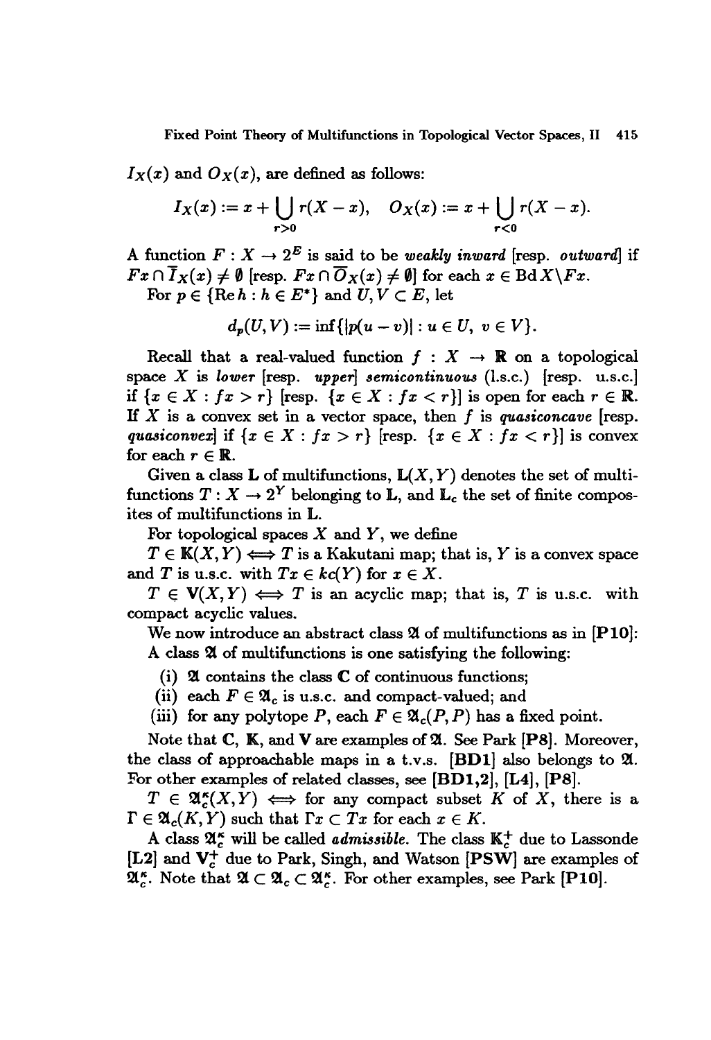$I_X(x)$ and $O_X(x)$, are defined as follows:

$$I_X(x) := x + \bigcup_{r>0} r(X - x), \quad O_X(x) := x + \bigcup_{r<0} r(X - x).$$

A function $F : X \to 2^E$ is said to be *weakly inward* [resp. *outward*] if $Fx \cap \overline{I}_X(x) \neq \emptyset$ [resp. $Fx \cap \overline{O}_X(x) \neq \emptyset$] for each $x \in \operatorname{Bd} X \backslash Fx$.

For $p \in \{\operatorname{Re} h : h \in E^*\}$ and $U, V \subset E$, let

$$d_p(U, V) := \inf\{|p(u - v)| : u \in U, \ v \in V\}.$$

Recall that a real-valued function $f : X \to \mathbb{R}$ on a topological space $X$ is *lower* [resp. *upper*] *semicontinuous* (l.s.c.) [resp. u.s.c.] if $\{x \in X : fx > r\}$ [resp. $\{x \in X : fx < r\}$] is open for each $r \in \mathbb{R}$. If $X$ is a convex set in a vector space, then $f$ is *quasiconcave* [resp. *quasiconvex*] if $\{x \in X : fx > r\}$ [resp. $\{x \in X : fx < r\}$] is convex for each $r \in \mathbb{R}$.

Given a class $\mathbb{L}$ of multifunctions, $\mathbb{L}(X, Y)$ denotes the set of multifunctions $T : X \to 2^Y$ belonging to $\mathbb{L}$, and $\mathbb{L}_c$ the set of finite composites of multifunctions in $\mathbb{L}$.

For topological spaces $X$ and $Y$, we define

$T \in \mathbb{K}(X, Y) \iff T$ is a Kakutani map; that is, $Y$ is a convex space and $T$ is u.s.c. with $Tx \in kc(Y)$ for $x \in X$.

$T \in \mathbb{V}(X, Y) \iff T$ is an acyclic map; that is, $T$ is u.s.c. with compact acyclic values.

We now introduce an abstract class $\mathfrak{A}$ of multifunctions as in **[P10]**:

A class $\mathfrak{A}$ of multifunctions is one satisfying the following:

(i) $\mathfrak{A}$ contains the class $\mathbb{C}$ of continuous functions;

(ii) each $F \in \mathfrak{A}_c$ is u.s.c. and compact-valued; and

(iii) for any polytope $P$, each $F \in \mathfrak{A}_c(P, P)$ has a fixed point.

Note that $\mathbb{C}$, $\mathbb{K}$, and $\mathbb{V}$ are examples of $\mathfrak{A}$. See Park **[P8]**. Moreover, the class of approachable maps in a t.v.s. **[BD1]** also belongs to $\mathfrak{A}$. For other examples of related classes, see **[BD1,2]**, **[L4]**, **[P8]**.

$T \in \mathfrak{A}_c^\kappa(X, Y) \iff$ for any compact subset $K$ of $X$, there is a $\Gamma \in \mathfrak{A}_c(K, Y)$ such that $\Gamma x \subset Tx$ for each $x \in K$.

A class $\mathfrak{A}_c^\kappa$ will be called *admissible*. The class $\mathbb{K}_c^+$ due to Lassonde **[L2]** and $\mathbb{V}_c^+$ due to Park, Singh, and Watson **[PSW]** are examples of $\mathfrak{A}_c^\kappa$. Note that $\mathfrak{A} \subset \mathfrak{A}_c \subset \mathfrak{A}_c^\kappa$. For other examples, see Park **[P10]**.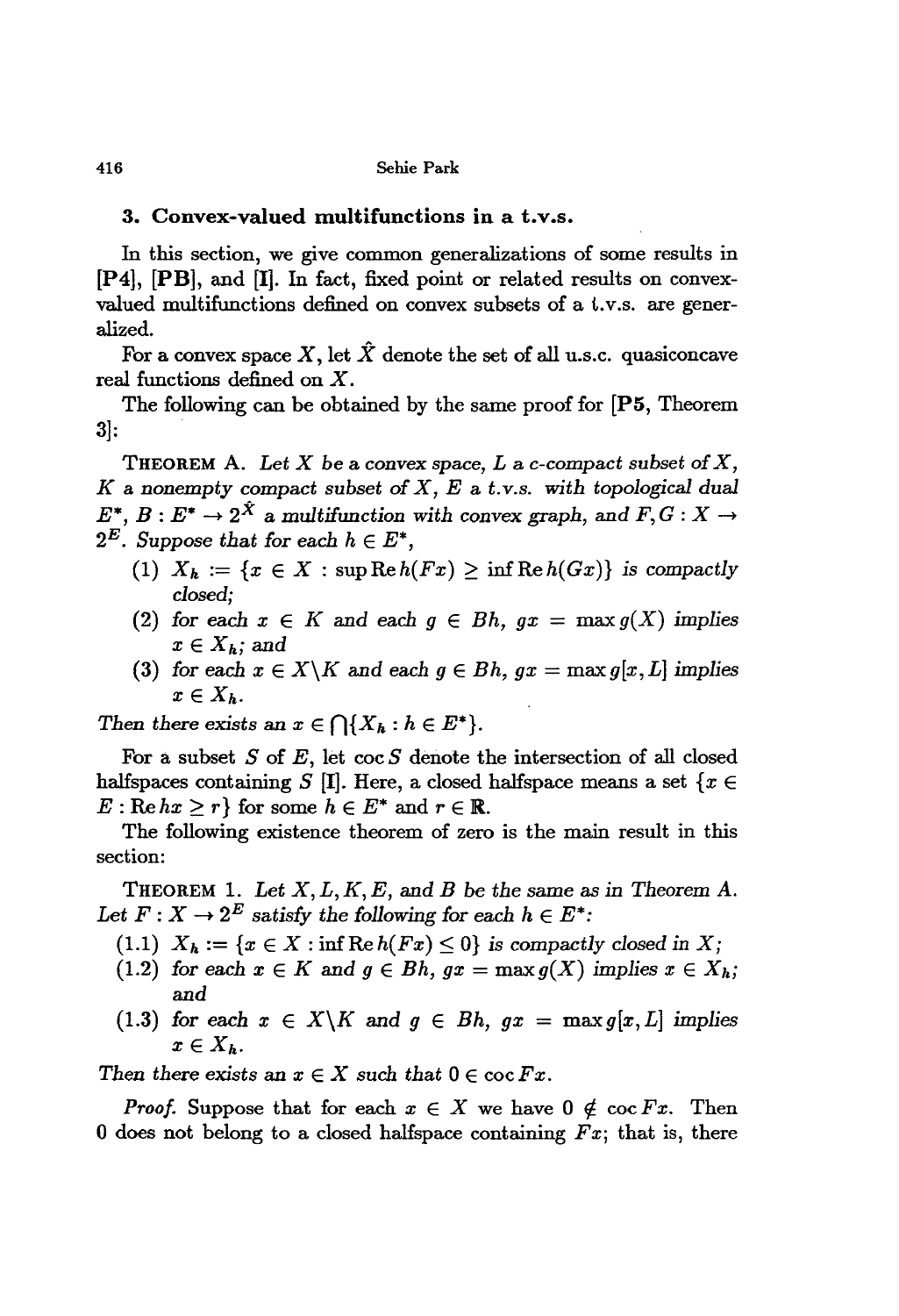## 3. Convex-valued multifunctions in a t.v.s.

In this section, we give common generalizations of some results in [P4], [PB], and [I]. In fact, fixed point or related results on convex-valued multifunctions defined on convex subsets of a t.v.s. are generalized.

For a convex space $X$, let $\hat{X}$ denote the set of all u.s.c. quasiconcave real functions defined on $X$.

The following can be obtained by the same proof for [P5, Theorem 3]:

THEOREM A. *Let $X$ be a convex space, $L$ a c-compact subset of $X$, $K$ a nonempty compact subset of $X$, $E$ a t.v.s. with topological dual $E^*$, $B : E^* \to 2^{\hat{X}}$ a multifunction with convex graph, and $F, G : X \to 2^E$. Suppose that for each $h \in E^*$,*

1. *$X_h := \{x \in X : \sup \operatorname{Re} h(Fx) \geq \inf \operatorname{Re} h(Gx)\}$ is compactly closed;*
2. *for each $x \in K$ and each $g \in Bh$, $gx = \max g(X)$ implies $x \in X_h$; and*
3. *for each $x \in X \backslash K$ and each $g \in Bh$, $gx = \max g[x, L]$ implies $x \in X_h$.*

*Then there exists an $x \in \bigcap\{X_h : h \in E^*\}$.*

For a subset $S$ of $E$, let $\operatorname{coc} S$ denote the intersection of all closed halfspaces containing $S$ [I]. Here, a closed halfspace means a set $\{x \in E : \operatorname{Re} hx \geq r\}$ for some $h \in E^*$ and $r \in \mathbb{R}$.

The following existence theorem of zero is the main result in this section:

THEOREM 1. *Let $X, L, K, E$, and $B$ be the same as in Theorem A. Let $F : X \to 2^E$ satisfy the following for each $h \in E^*$:*

- (1.1) *$X_h := \{x \in X : \inf \operatorname{Re} h(Fx) \leq 0\}$ is compactly closed in $X$;*
- (1.2) *for each $x \in K$ and $g \in Bh$, $gx = \max g(X)$ implies $x \in X_h$; and*
- (1.3) *for each $x \in X \backslash K$ and $g \in Bh$, $gx = \max g[x, L]$ implies $x \in X_h$.*

*Then there exists an $x \in X$ such that $0 \in \operatorname{coc} Fx$.*

*Proof.* Suppose that for each $x \in X$ we have $0 \notin \operatorname{coc} Fx$. Then $0$ does not belong to a closed halfspace containing $Fx$; that is, there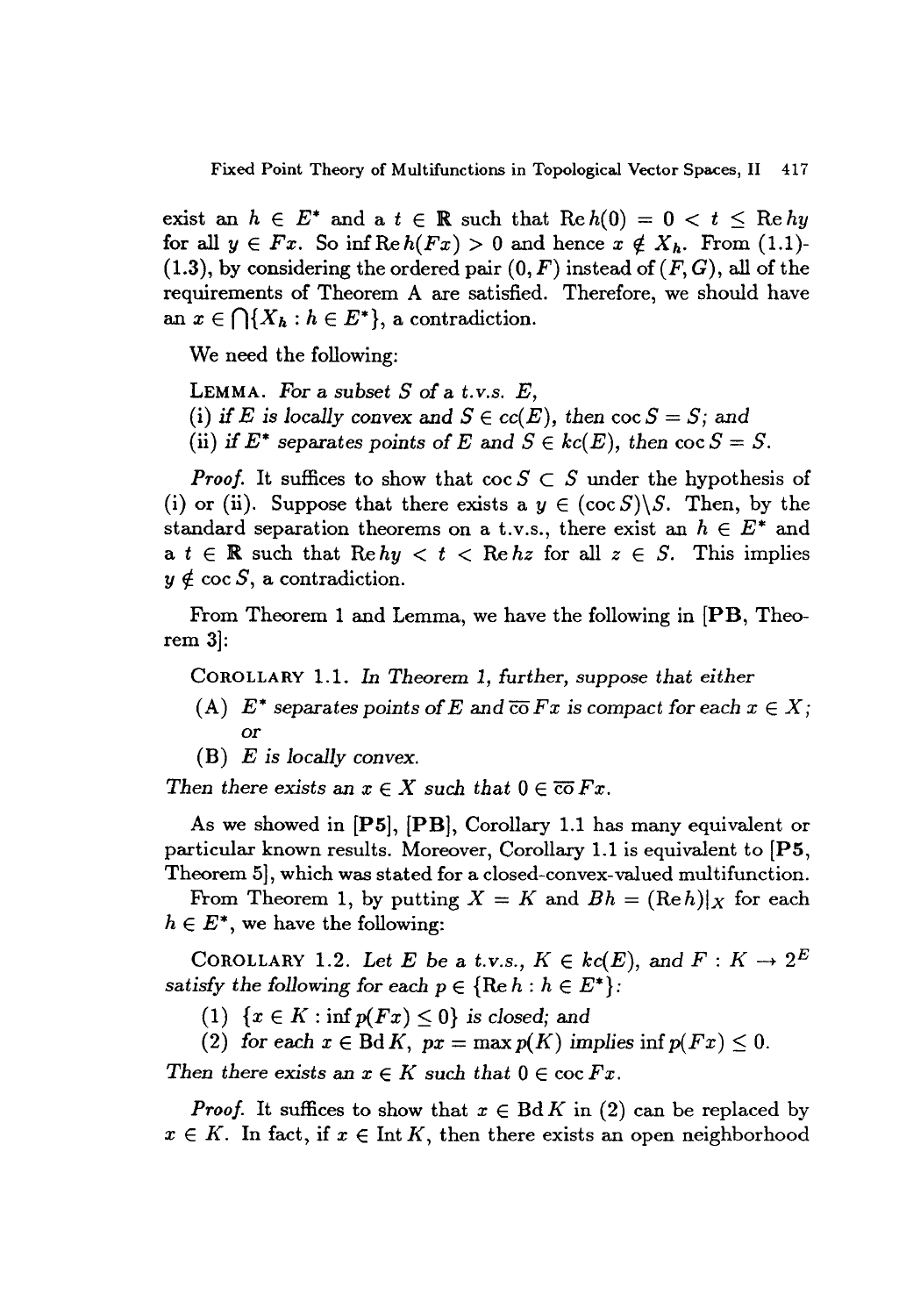exist an $h \in E^*$ and a $t \in \mathbb{R}$ such that $\operatorname{Re} h(0) = 0 < t \leq \operatorname{Re} hy$ for all $y \in Fx$. So $\inf \operatorname{Re} h(Fx) > 0$ and hence $x \notin X_h$. From (1.1)-(1.3), by considering the ordered pair $(0, F)$ instead of $(F, G)$, all of the requirements of Theorem A are satisfied. Therefore, we should have an $x \in \bigcap\{X_h : h \in E^*\}$, a contradiction.

We need the following:

LEMMA. *For a subset $S$ of a t.v.s. $E$,*

*(i) if $E$ is locally convex and $S \in cc(E)$, then $\operatorname{coc} S = S$; and*

*(ii) if $E^*$ separates points of $E$ and $S \in kc(E)$, then $\operatorname{coc} S = S$.*

*Proof.* It suffices to show that $\operatorname{coc} S \subset S$ under the hypothesis of (i) or (ii). Suppose that there exists a $y \in (\operatorname{coc} S)\backslash S$. Then, by the standard separation theorems on a t.v.s., there exist an $h \in E^*$ and a $t \in \mathbb{R}$ such that $\operatorname{Re} hy < t < \operatorname{Re} hz$ for all $z \in S$. This implies $y \notin \operatorname{coc} S$, a contradiction.

From Theorem 1 and Lemma, we have the following in [**PB**, Theorem 3]:

COROLLARY 1.1. *In Theorem 1, further, suppose that either*

(A) *$E^*$ separates points of $E$ and $\overline{\operatorname{co}}\, Fx$ is compact for each $x \in X$; or*

(B) *$E$ is locally convex.*

*Then there exists an $x \in X$ such that $0 \in \overline{\operatorname{co}}\, Fx$.*

As we showed in [**P5**], [**PB**], Corollary 1.1 has many equivalent or particular known results. Moreover, Corollary 1.1 is equivalent to [**P5**, Theorem 5], which was stated for a closed-convex-valued multifunction.

From Theorem 1, by putting $X = K$ and $Bh = (\operatorname{Re} h)|_X$ for each $h \in E^*$, we have the following:

COROLLARY 1.2. *Let $E$ be a t.v.s., $K \in kc(E)$, and $F : K \to 2^E$ satisfy the following for each $p \in \{\operatorname{Re} h : h \in E^*\}$:*

*(1) $\{x \in K : \inf p(Fx) \leq 0\}$ is closed; and*

*(2) for each $x \in \operatorname{Bd} K$, $px = \max p(K)$ implies $\inf p(Fx) \leq 0$.*

*Then there exists an $x \in K$ such that $0 \in \operatorname{coc} Fx$.*

*Proof.* It suffices to show that $x \in \operatorname{Bd} K$ in (2) can be replaced by $x \in K$. In fact, if $x \in \operatorname{Int} K$, then there exists an open neighborhood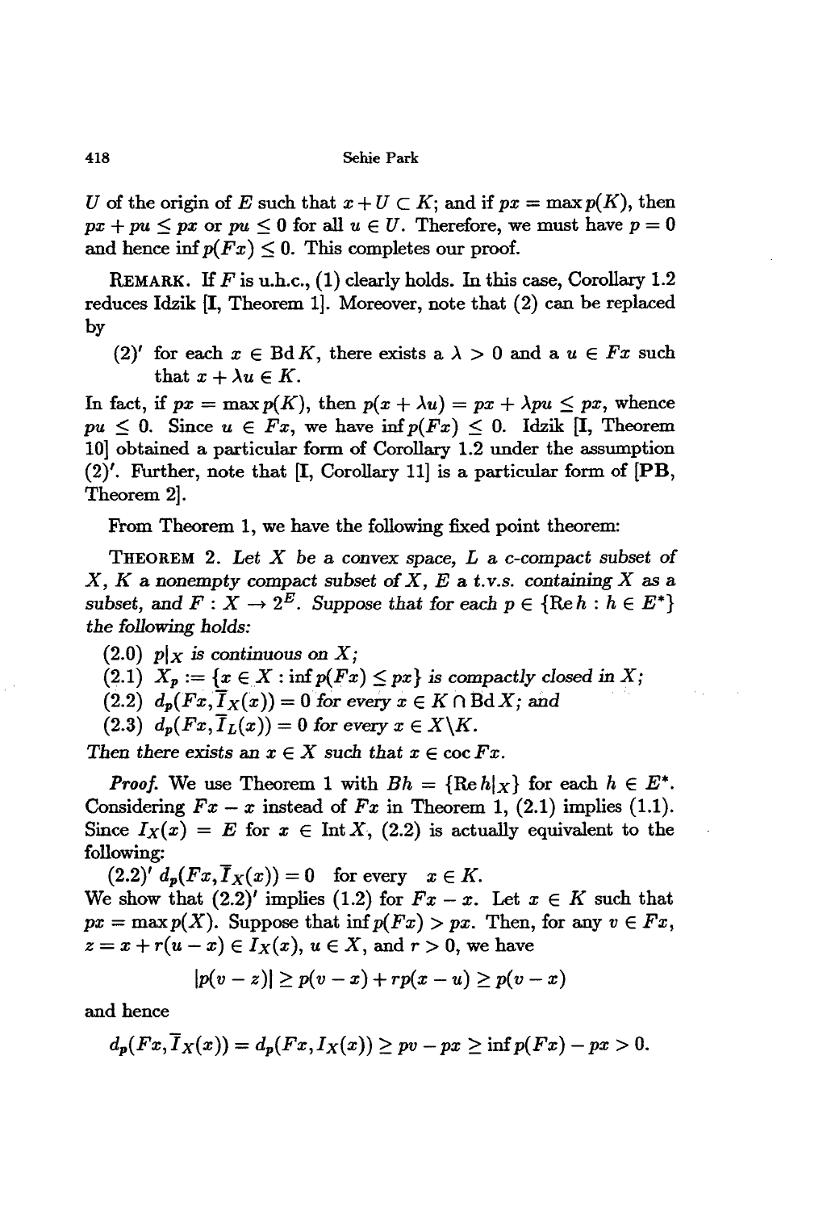$U$ of the origin of $E$ such that $x + U \subset K$; and if $px = \max p(K)$, then $px + pu \leq px$ or $pu \leq 0$ for all $u \in U$. Therefore, we must have $p = 0$ and hence $\inf p(Fx) \leq 0$. This completes our proof.

REMARK. If $F$ is u.h.c., (1) clearly holds. In this case, Corollary 1.2 reduces Idzik [I, Theorem 1]. Moreover, note that (2) can be replaced by

(2)′ for each $x \in \operatorname{Bd} K$, there exists a $\lambda > 0$ and a $u \in Fx$ such that $x + \lambda u \in K$.

In fact, if $px = \max p(K)$, then $p(x + \lambda u) = px + \lambda pu \leq px$, whence $pu \leq 0$. Since $u \in Fx$, we have $\inf p(Fx) \leq 0$. Idzik [I, Theorem 10] obtained a particular form of Corollary 1.2 under the assumption (2)′. Further, note that [I, Corollary 11] is a particular form of [PB, Theorem 2].

From Theorem 1, we have the following fixed point theorem:

THEOREM 2. *Let $X$ be a convex space, $L$ a c-compact subset of $X$, $K$ a nonempty compact subset of $X$, $E$ a t.v.s. containing $X$ as a subset, and $F : X \to 2^E$. Suppose that for each $p \in \{\operatorname{Re} h : h \in E^*\}$ the following holds:*

(2.0) *$p|_X$ is continuous on $X$;*

(2.1) *$X_p := \{x \in X : \inf p(Fx) \leq px\}$ is compactly closed in $X$;*

(2.2) *$d_p(Fx, \overline{I}_X(x)) = 0$ for every $x \in K \cap \operatorname{Bd} X$; and*

(2.3) *$d_p(Fx, \overline{I}_L(x)) = 0$ for every $x \in X \backslash K$.*

*Then there exists an $x \in X$ such that $x \in \operatorname{coc} Fx$.*

*Proof.* We use Theorem 1 with $Bh = \{\operatorname{Re} h|_X\}$ for each $h \in E^*$. Considering $Fx - x$ instead of $Fx$ in Theorem 1, (2.1) implies (1.1). Since $I_X(x) = E$ for $x \in \operatorname{Int} X$, (2.2) is actually equivalent to the following:

(2.2)′ $d_p(Fx, \overline{I}_X(x)) = 0$ for every $x \in K$.

We show that (2.2)′ implies (1.2) for $Fx - x$. Let $x \in K$ such that $px = \max p(X)$. Suppose that $\inf p(Fx) > px$. Then, for any $v \in Fx$, $z = x + r(u - x) \in I_X(x)$, $u \in X$, and $r > 0$, we have

$$|p(v - z)| \geq p(v - x) + rp(x - u) \geq p(v - x)$$

and hence

$$d_p(Fx, \overline{I}_X(x)) = d_p(Fx, I_X(x)) \geq pv - px \geq \inf p(Fx) - px > 0.$$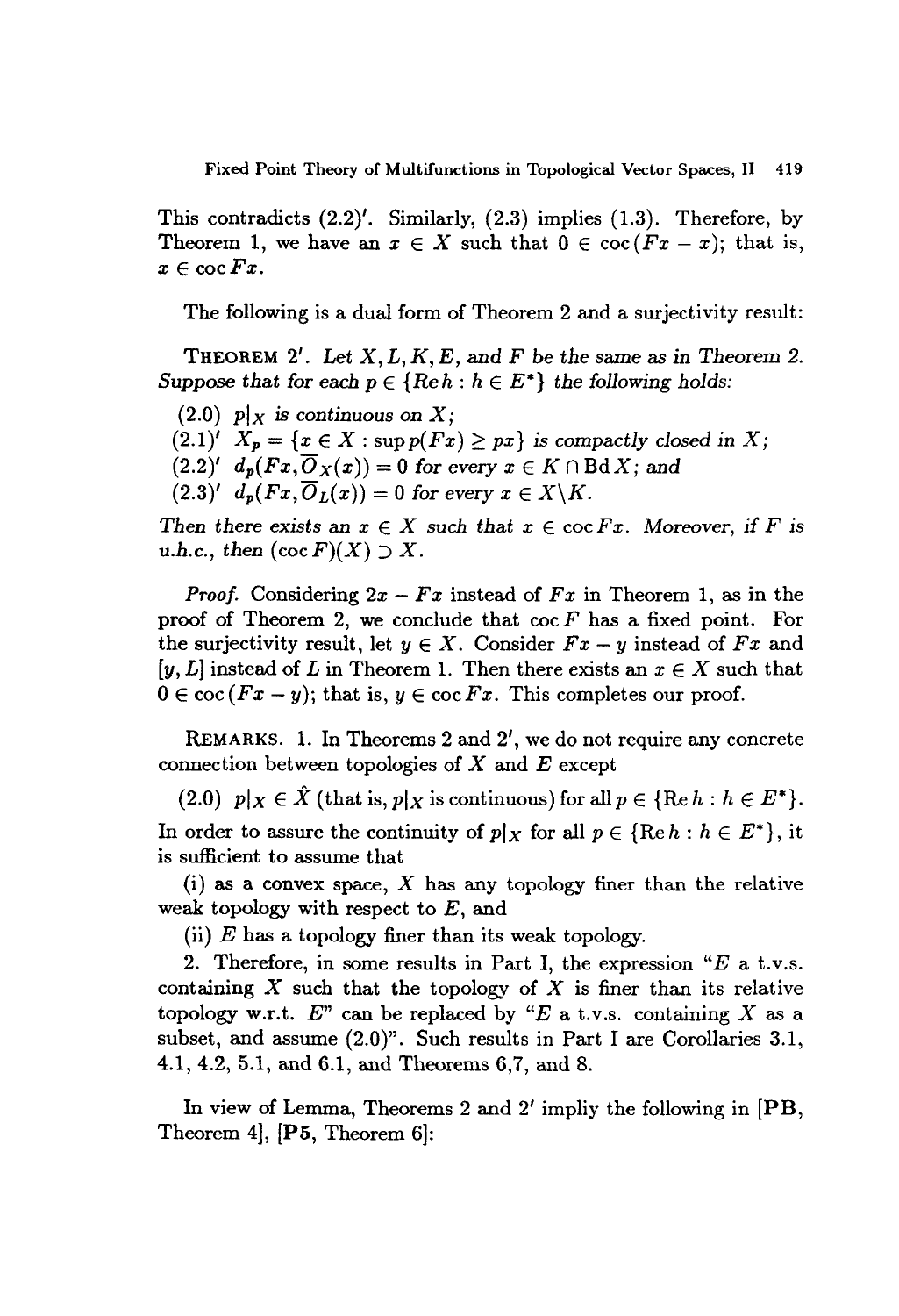This contradicts (2.2)'. Similarly, (2.3) implies (1.3). Therefore, by Theorem 1, we have an $x \in X$ such that $0 \in \operatorname{coc}(Fx - x)$; that is, $x \in \operatorname{coc} Fx$.

The following is a dual form of Theorem 2 and a surjectivity result:

**Theorem 2'.** *Let $X, L, K, E$, and $F$ be the same as in Theorem 2. Suppose that for each $p \in \{Re\, h : h \in E^*\}$ the following holds:*

(2.0) *$p|_X$ is continuous on $X$;*

(2.1)' *$X_p = \{x \in X : \sup p(Fx) \geq px\}$ is compactly closed in $X$;*

(2.2)' *$d_p(Fx, \overline{O}_X(x)) = 0$ for every $x \in K \cap \operatorname{Bd} X$; and*

(2.3)' *$d_p(Fx, \overline{O}_L(x)) = 0$ for every $x \in X \backslash K$.*

*Then there exists an $x \in X$ such that $x \in \operatorname{coc} Fx$. Moreover, if $F$ is u.h.c., then $(\operatorname{coc} F)(X) \supset X$.*

*Proof.* Considering $2x - Fx$ instead of $Fx$ in Theorem 1, as in the proof of Theorem 2, we conclude that $\operatorname{coc} F$ has a fixed point. For the surjectivity result, let $y \in X$. Consider $Fx - y$ instead of $Fx$ and $[y, L]$ instead of $L$ in Theorem 1. Then there exists an $x \in X$ such that $0 \in \operatorname{coc}(Fx - y)$; that is, $y \in \operatorname{coc} Fx$. This completes our proof.

**Remarks.** 1. In Theorems 2 and 2', we do not require any concrete connection between topologies of $X$ and $E$ except

(2.0) $p|_X \in \hat{X}$ (that is, $p|_X$ is continuous) for all $p \in \{\operatorname{Re} h : h \in E^*\}$.

In order to assure the continuity of $p|_X$ for all $p \in \{\operatorname{Re} h : h \in E^*\}$, it is sufficient to assume that

(i) as a convex space, $X$ has any topology finer than the relative weak topology with respect to $E$, and

(ii) $E$ has a topology finer than its weak topology.

2. Therefore, in some results in Part I, the expression "$E$ a t.v.s. containing $X$ such that the topology of $X$ is finer than its relative topology w.r.t. $E$" can be replaced by "$E$ a t.v.s. containing $X$ as a subset, and assume (2.0)". Such results in Part I are Corollaries 3.1, 4.1, 4.2, 5.1, and 6.1, and Theorems 6,7, and 8.

In view of Lemma, Theorems 2 and 2' impliy the following in [**PB**, Theorem 4], [**P5**, Theorem 6]: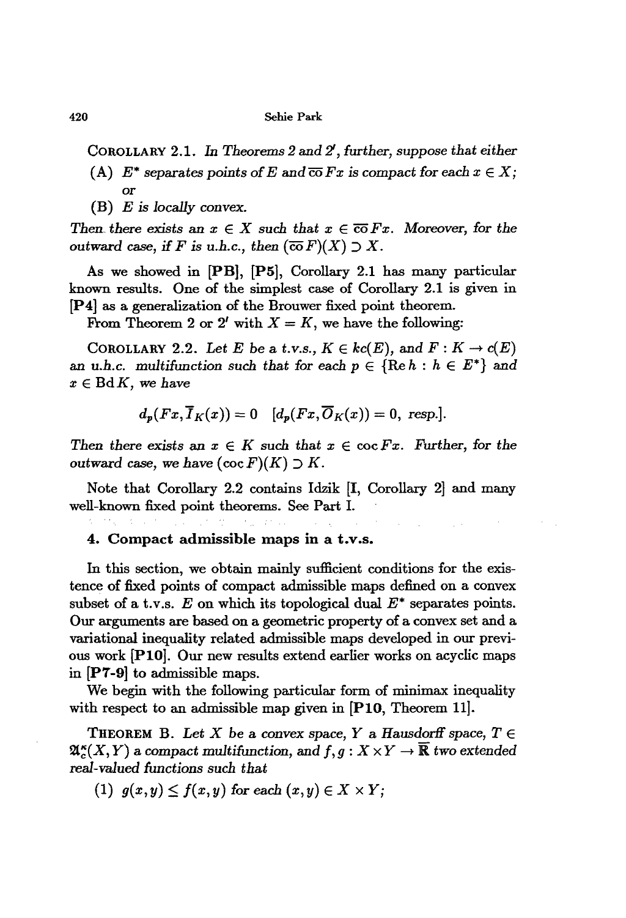COROLLARY 2.1. *In Theorems 2 and 2′, further, suppose that either*

(A) $E^*$ *separates points of* $E$ *and* $\overline{\text{co}}\, Fx$ *is compact for each* $x \in X$*;*

*or*

(B) $E$ *is locally convex.*

*Then there exists an* $x \in X$ *such that* $x \in \overline{\text{co}}\, Fx$*. Moreover, for the outward case, if* $F$ *is u.h.c., then* $(\overline{\text{co}}\, F)(X) \supset X$*.*

As we showed in **[PB]**, **[P5]**, Corollary 2.1 has many particular known results. One of the simplest case of Corollary 2.1 is given in **[P4]** as a generalization of the Brouwer fixed point theorem.

From Theorem 2 or 2′ with $X = K$, we have the following:

COROLLARY 2.2. *Let* $E$ *be a t.v.s.,* $K \in kc(E)$*, and* $F : K \to c(E)$ *an u.h.c. multifunction such that for each* $p \in \{\text{Re}\, h : h \in E^*\}$ *and* $x \in \text{Bd}\, K$*, we have*

$$d_p(Fx, \overline{I}_K(x)) = 0 \quad [d_p(Fx, \overline{O}_K(x)) = 0, \text{ resp.}].$$

*Then there exists an* $x \in K$ *such that* $x \in \text{coc}\, Fx$*. Further, for the outward case, we have* $(\text{coc}\, F)(K) \supset K$*.*

Note that Corollary 2.2 contains Idzik [**I**, Corollary 2] and many well-known fixed point theorems. See Part I.

## 4. Compact admissible maps in a t.v.s.

In this section, we obtain mainly sufficient conditions for the existence of fixed points of compact admissible maps defined on a convex subset of a t.v.s. $E$ on which its topological dual $E^*$ separates points. Our arguments are based on a geometric property of a convex set and a variational inequality related admissible maps developed in our previous work **[P10]**. Our new results extend earlier works on acyclic maps in **[P7-9]** to admissible maps.

We begin with the following particular form of minimax inequality with respect to an admissible map given in [**P10**, Theorem 11].

THEOREM B. *Let* $X$ *be a convex space,* $Y$ *a Hausdorff space,* $T \in \mathfrak{A}_c^{\kappa}(X, Y)$ *a compact multifunction, and* $f, g : X \times Y \to \overline{\mathbf{R}}$ *two extended real-valued functions such that*

(1) $g(x, y) \leq f(x, y)$ *for each* $(x, y) \in X \times Y$*;*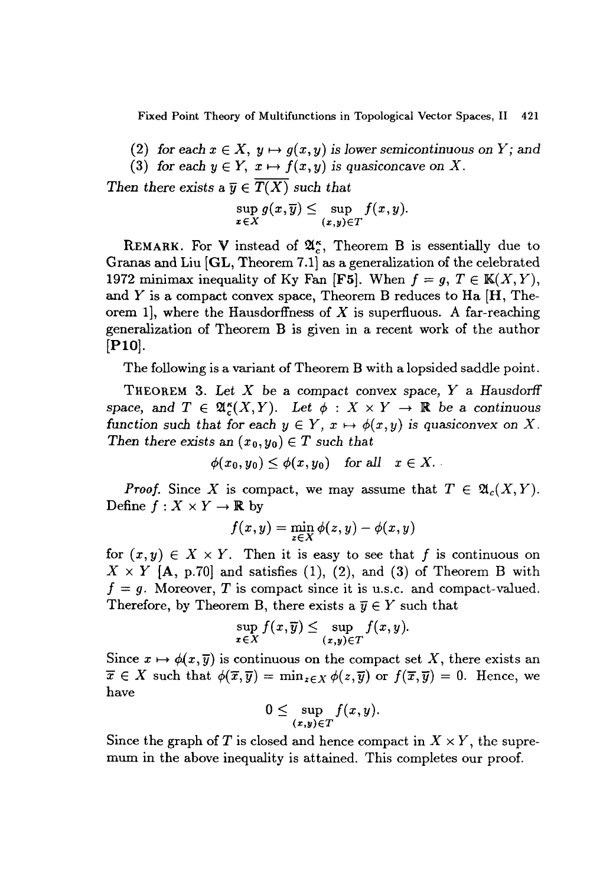(2) *for each* $x \in X$, $y \mapsto g(x,y)$ *is lower semicontinuous on* $Y$; *and*

(3) *for each* $y \in Y$, $x \mapsto f(x,y)$ *is quasiconcave on* $X$.

*Then there exists a* $\overline{y} \in \overline{T(X)}$ *such that*

$$\sup_{x \in X} g(x, \overline{y}) \leq \sup_{(x,y) \in T} f(x,y).$$

REMARK. For $\mathbb{V}$ instead of $\mathfrak{A}_c^\kappa$, Theorem B is essentially due to Granas and Liu [GL, Theorem 7.1] as a generalization of the celebrated 1972 minimax inequality of Ky Fan [F5]. When $f = g$, $T \in \mathbb{K}(X,Y)$, and $Y$ is a compact convex space, Theorem B reduces to Ha [H, Theorem 1], where the Hausdorffness of $X$ is superfluous. A far-reaching generalization of Theorem B is given in a recent work of the author [P10].

The following is a variant of Theorem B with a lopsided saddle point.

THEOREM 3. *Let* $X$ *be a compact convex space,* $Y$ *a Hausdorff space, and* $T \in \mathfrak{A}_c^\kappa(X,Y)$. *Let* $\phi : X \times Y \to \mathbb{R}$ *be a continuous function such that for each* $y \in Y$, $x \mapsto \phi(x,y)$ *is quasiconvex on* $X$. *Then there exists an* $(x_0, y_0) \in T$ *such that*

$$\phi(x_0, y_0) \leq \phi(x, y_0) \quad \textit{for all} \quad x \in X.$$

*Proof.* Since $X$ is compact, we may assume that $T \in \mathfrak{A}_c(X,Y)$. Define $f : X \times Y \to \mathbb{R}$ by

$$f(x,y) = \min_{z \in X} \phi(z,y) - \phi(x,y)$$

for $(x,y) \in X \times Y$. Then it is easy to see that $f$ is continuous on $X \times Y$ [A, p.70] and satisfies (1), (2), and (3) of Theorem B with $f = g$. Moreover, $T$ is compact since it is u.s.c. and compact-valued. Therefore, by Theorem B, there exists a $\overline{y} \in Y$ such that

$$\sup_{x \in X} f(x, \overline{y}) \leq \sup_{(x,y) \in T} f(x,y).$$

Since $x \mapsto \phi(x, \overline{y})$ is continuous on the compact set $X$, there exists an $\overline{x} \in X$ such that $\phi(\overline{x}, \overline{y}) = \min_{z \in X} \phi(z, \overline{y})$ or $f(\overline{x}, \overline{y}) = 0$. Hence, we have

$$0 \leq \sup_{(x,y) \in T} f(x,y).$$

Since the graph of $T$ is closed and hence compact in $X \times Y$, the supremum in the above inequality is attained. This completes our proof.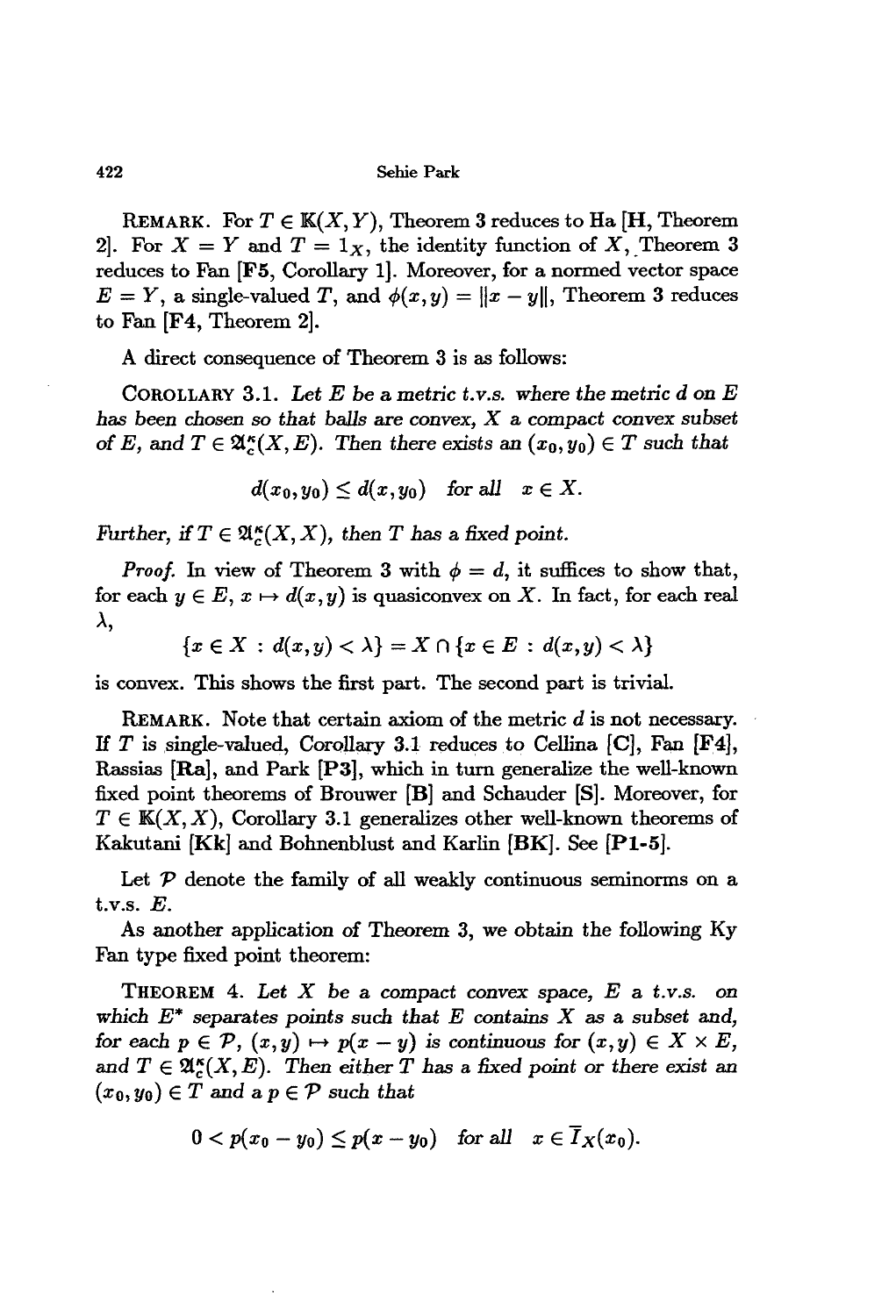REMARK. For $T \in \mathbb{K}(X, Y)$, Theorem 3 reduces to Ha [**H**, Theorem 2]. For $X = Y$ and $T = 1_X$, the identity function of $X$, Theorem 3 reduces to Fan [**F5**, Corollary 1]. Moreover, for a normed vector space $E = Y$, a single-valued $T$, and $\phi(x, y) = \|x - y\|$, Theorem 3 reduces to Fan [**F4**, Theorem 2].

A direct consequence of Theorem 3 is as follows:

COROLLARY 3.1. *Let $E$ be a metric t.v.s. where the metric $d$ on $E$ has been chosen so that balls are convex, $X$ a compact convex subset of $E$, and $T \in \mathfrak{A}_c^\kappa(X, E)$. Then there exists an $(x_0, y_0) \in T$ such that*

$$d(x_0, y_0) \leq d(x, y_0) \quad \text{for all} \quad x \in X.$$

*Further, if $T \in \mathfrak{A}_c^\kappa(X, X)$, then $T$ has a fixed point.*

*Proof.* In view of Theorem 3 with $\phi = d$, it suffices to show that, for each $y \in E$, $x \mapsto d(x, y)$ is quasiconvex on $X$. In fact, for each real $\lambda$,

$$\{x \in X : d(x, y) < \lambda\} = X \cap \{x \in E : d(x, y) < \lambda\}$$

is convex. This shows the first part. The second part is trivial.

REMARK. Note that certain axiom of the metric $d$ is not necessary. If $T$ is single-valued, Corollary 3.1 reduces to Cellina [**C**], Fan [**F4**], Rassias [**Ra**], and Park [**P3**], which in turn generalize the well-known fixed point theorems of Brouwer [**B**] and Schauder [**S**]. Moreover, for $T \in \mathbb{K}(X, X)$, Corollary 3.1 generalizes other well-known theorems of Kakutani [**Kk**] and Bohnenblust and Karlin [**BK**]. See [**P1-5**].

Let $\mathcal{P}$ denote the family of all weakly continuous seminorms on a t.v.s. $E$.

As another application of Theorem 3, we obtain the following Ky Fan type fixed point theorem:

THEOREM 4. *Let $X$ be a compact convex space, $E$ a t.v.s. on which $E^*$ separates points such that $E$ contains $X$ as a subset and, for each $p \in \mathcal{P}$, $(x, y) \mapsto p(x - y)$ is continuous for $(x, y) \in X \times E$, and $T \in \mathfrak{A}_c^\kappa(X, E)$. Then either $T$ has a fixed point or there exist an $(x_0, y_0) \in T$ and a $p \in \mathcal{P}$ such that*

$$0 < p(x_0 - y_0) \leq p(x - y_0) \quad \text{for all} \quad x \in \overline{I}_X(x_0).$$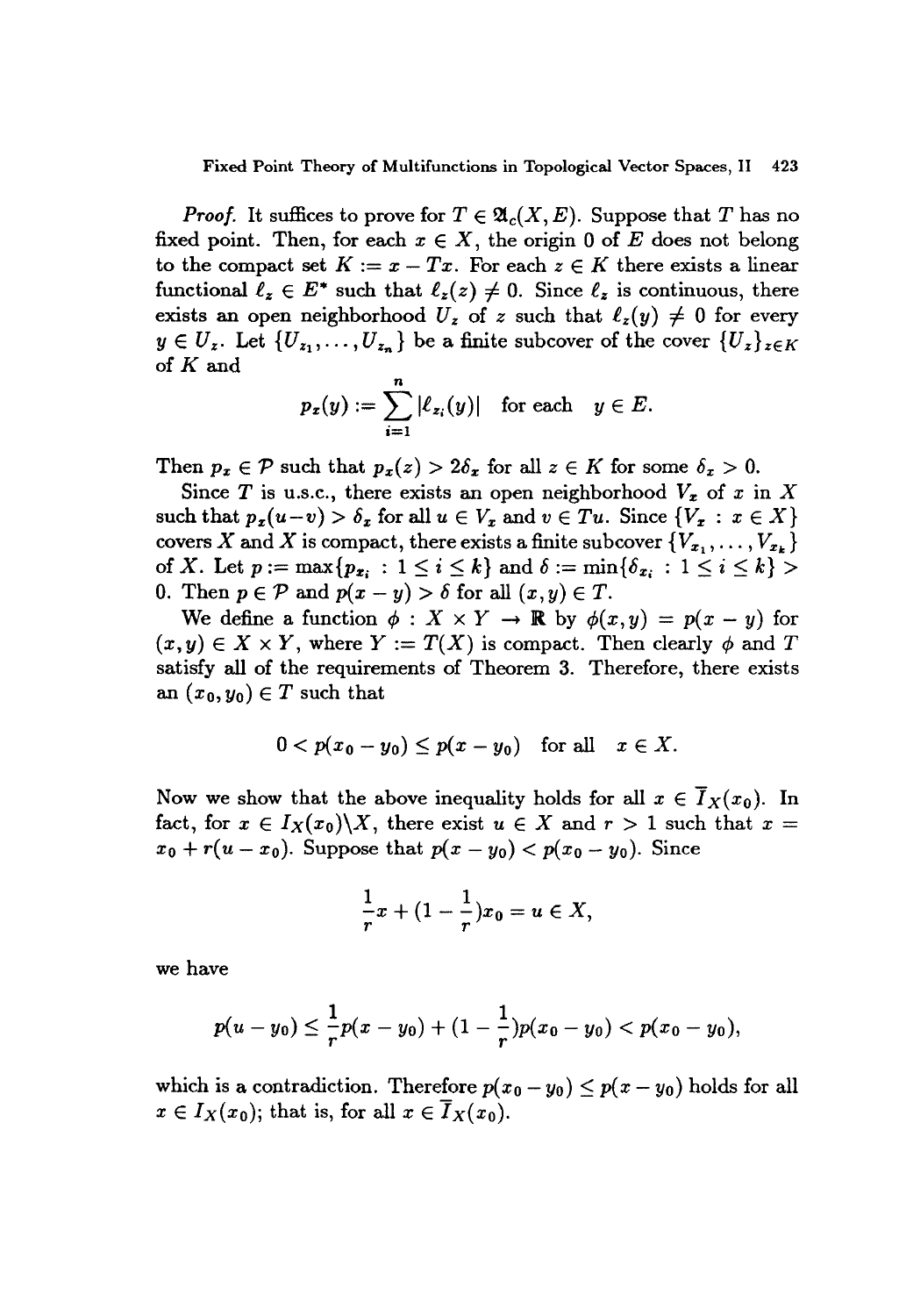*Proof.* It suffices to prove for $T \in \mathfrak{A}_c(X, E)$. Suppose that $T$ has no fixed point. Then, for each $x \in X$, the origin 0 of $E$ does not belong to the compact set $K := x - Tx$. For each $z \in K$ there exists a linear functional $\ell_z \in E^*$ such that $\ell_z(z) \neq 0$. Since $\ell_z$ is continuous, there exists an open neighborhood $U_z$ of $z$ such that $\ell_z(y) \neq 0$ for every $y \in U_z$. Let $\{U_{z_1}, \ldots, U_{z_n}\}$ be a finite subcover of the cover $\{U_z\}_{z \in K}$ of $K$ and

$$p_x(y) := \sum_{i=1}^{n} |\ell_{z_i}(y)| \quad \text{for each} \quad y \in E.$$

Then $p_x \in \mathcal{P}$ such that $p_x(z) > 2\delta_x$ for all $z \in K$ for some $\delta_x > 0$.

Since $T$ is u.s.c., there exists an open neighborhood $V_x$ of $x$ in $X$ such that $p_x(u - v) > \delta_x$ for all $u \in V_x$ and $v \in Tu$. Since $\{V_x : x \in X\}$ covers $X$ and $X$ is compact, there exists a finite subcover $\{V_{x_1}, \ldots, V_{x_k}\}$ of $X$. Let $p := \max\{p_{x_i} : 1 \leq i \leq k\}$ and $\delta := \min\{\delta_{x_i} : 1 \leq i \leq k\} > 0$. Then $p \in \mathcal{P}$ and $p(x - y) > \delta$ for all $(x, y) \in T$.

We define a function $\phi : X \times Y \to \mathbb{R}$ by $\phi(x, y) = p(x - y)$ for $(x, y) \in X \times Y$, where $Y := T(X)$ is compact. Then clearly $\phi$ and $T$ satisfy all of the requirements of Theorem 3. Therefore, there exists an $(x_0, y_0) \in T$ such that

$$0 < p(x_0 - y_0) \leq p(x - y_0) \quad \text{for all} \quad x \in X.$$

Now we show that the above inequality holds for all $x \in \overline{I}_X(x_0)$. In fact, for $x \in I_X(x_0) \backslash X$, there exist $u \in X$ and $r > 1$ such that $x = x_0 + r(u - x_0)$. Suppose that $p(x - y_0) < p(x_0 - y_0)$. Since

$$\frac{1}{r}x + (1 - \frac{1}{r})x_0 = u \in X,$$

we have

$$p(u - y_0) \leq \frac{1}{r}p(x - y_0) + (1 - \frac{1}{r})p(x_0 - y_0) < p(x_0 - y_0),$$

which is a contradiction. Therefore $p(x_0 - y_0) \leq p(x - y_0)$ holds for all $x \in I_X(x_0)$; that is, for all $x \in \overline{I}_X(x_0)$.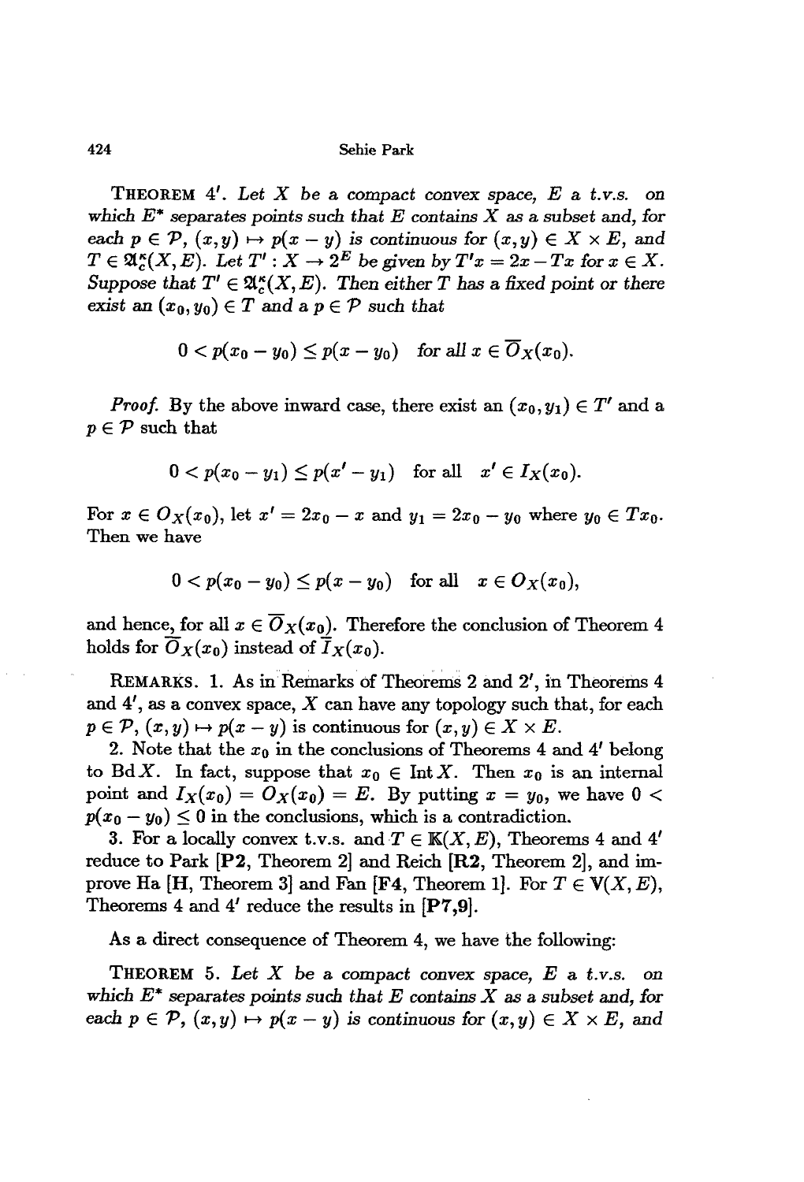**Theorem 4′.** *Let $X$ be a compact convex space, $E$ a t.v.s. on which $E^*$ separates points such that $E$ contains $X$ as a subset and, for each $p \in \mathcal{P}$, $(x, y) \mapsto p(x - y)$ is continuous for $(x, y) \in X \times E$, and $T \in \mathfrak{A}_c^\kappa(X, E)$. Let $T' : X \to 2^E$ be given by $T'x = 2x - Tx$ for $x \in X$. Suppose that $T' \in \mathfrak{A}_c^\kappa(X, E)$. Then either $T$ has a fixed point or there exist an $(x_0, y_0) \in T$ and a $p \in \mathcal{P}$ such that*

$$0 < p(x_0 - y_0) \leq p(x - y_0) \quad \text{for all } x \in \overline{O}_X(x_0).$$

*Proof.* By the above inward case, there exist an $(x_0, y_1) \in T'$ and a $p \in \mathcal{P}$ such that

$$0 < p(x_0 - y_1) \leq p(x' - y_1) \quad \text{for all} \quad x' \in I_X(x_0).$$

For $x \in O_X(x_0)$, let $x' = 2x_0 - x$ and $y_1 = 2x_0 - y_0$ where $y_0 \in Tx_0$. Then we have

$$0 < p(x_0 - y_0) \leq p(x - y_0) \quad \text{for all} \quad x \in O_X(x_0),$$

and hence, for all $x \in \overline{O}_X(x_0)$. Therefore the conclusion of Theorem 4 holds for $\overline{O}_X(x_0)$ instead of $\overline{I}_X(x_0)$.

Remarks. 1. As in Remarks of Theorems 2 and 2′, in Theorems 4 and 4′, as a convex space, $X$ can have any topology such that, for each $p \in \mathcal{P}$, $(x, y) \mapsto p(x - y)$ is continuous for $(x, y) \in X \times E$.

2. Note that the $x_0$ in the conclusions of Theorems 4 and 4′ belong to $\mathrm{Bd}\, X$. In fact, suppose that $x_0 \in \mathrm{Int}\, X$. Then $x_0$ is an internal point and $I_X(x_0) = O_X(x_0) = E$. By putting $x = y_0$, we have $0 < p(x_0 - y_0) \leq 0$ in the conclusions, which is a contradiction.

3. For a locally convex t.v.s. and $T \in \mathbb{K}(X, E)$, Theorems 4 and 4′ reduce to Park [**P2**, Theorem 2] and Reich [**R2**, Theorem 2], and improve Ha [**H**, Theorem 3] and Fan [**F4**, Theorem 1]. For $T \in \mathbb{V}(X, E)$, Theorems 4 and 4′ reduce the results in [**P7,9**].

As a direct consequence of Theorem 4, we have the following:

**Theorem 5.** *Let $X$ be a compact convex space, $E$ a t.v.s. on which $E^*$ separates points such that $E$ contains $X$ as a subset and, for each $p \in \mathcal{P}$, $(x, y) \mapsto p(x - y)$ is continuous for $(x, y) \in X \times E$, and*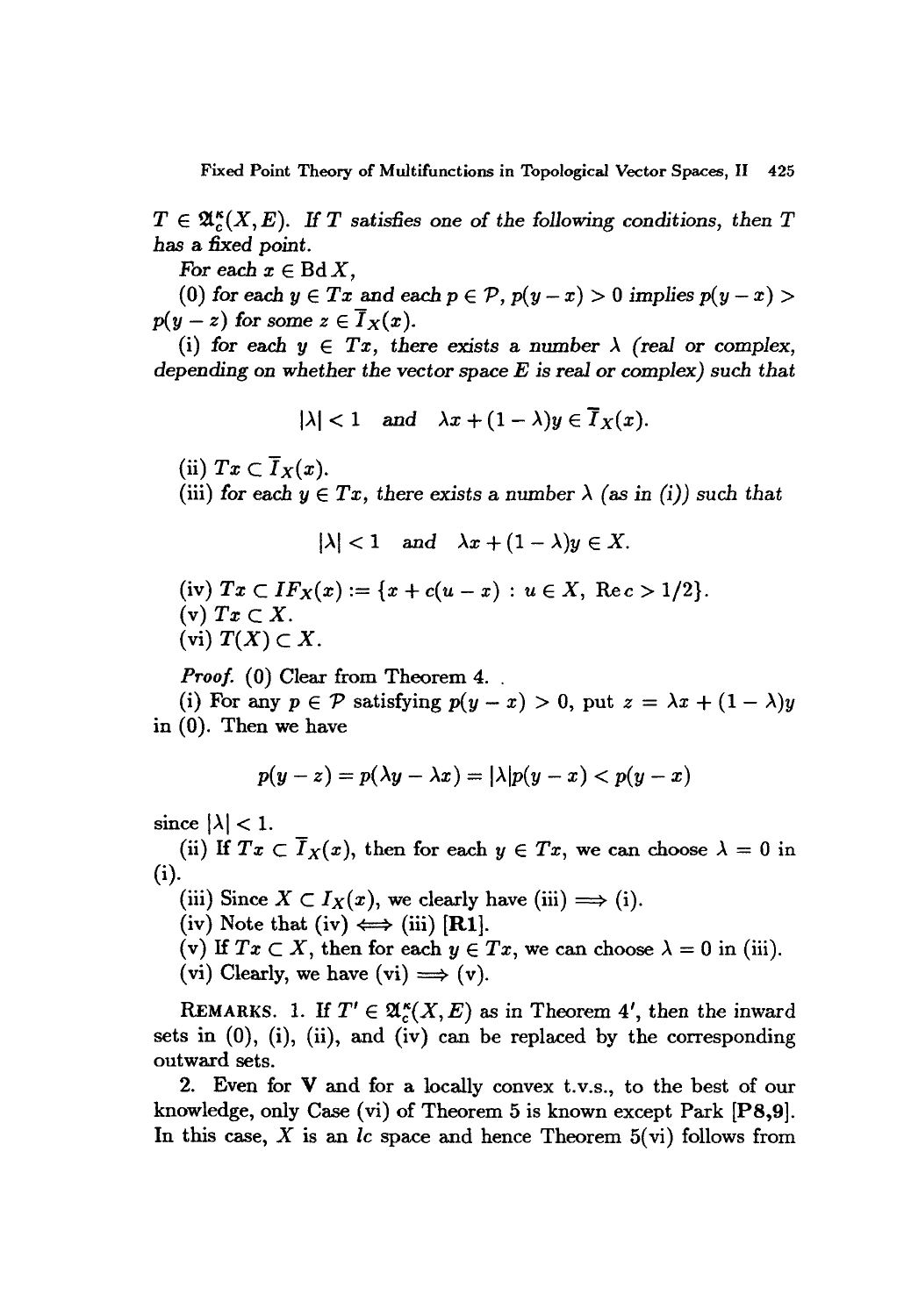$T \in \mathfrak{A}_c^\kappa(X, E)$. *If $T$ satisfies one of the following conditions, then $T$ has a fixed point.*

*For each $x \in \operatorname{Bd} X$,*

(0) *for each $y \in Tx$ and each $p \in \mathcal{P}$, $p(y-x) > 0$ implies $p(y-x) > p(y-z)$ for some $z \in \overline{I}_X(x)$.*

(i) *for each $y \in Tx$, there exists a number $\lambda$ (real or complex, depending on whether the vector space $E$ is real or complex) such that*

$$|\lambda| < 1 \quad \text{and} \quad \lambda x + (1-\lambda)y \in \overline{I}_X(x).$$

(ii) $Tx \subset \overline{I}_X(x)$.

(iii) *for each $y \in Tx$, there exists a number $\lambda$ (as in (i)) such that*

$$|\lambda| < 1 \quad \text{and} \quad \lambda x + (1-\lambda)y \in X.$$

(iv) $Tx \subset IF_X(x) := \{x + c(u-x) : u \in X, \operatorname{Re} c > 1/2\}$.

(v) $Tx \subset X$.

(vi) $T(X) \subset X$.

*Proof.* (0) Clear from Theorem 4.

(i) For any $p \in \mathcal{P}$ satisfying $p(y-x) > 0$, put $z = \lambda x + (1-\lambda)y$ in (0). Then we have

$$p(y-z) = p(\lambda y - \lambda x) = |\lambda| p(y-x) < p(y-x)$$

since $|\lambda| < 1$.

(ii) If $Tx \subset \overline{I}_X(x)$, then for each $y \in Tx$, we can choose $\lambda = 0$ in (i).

(iii) Since $X \subset I_X(x)$, we clearly have (iii) $\Longrightarrow$ (i).

(iv) Note that (iv) $\Longleftrightarrow$ (iii) [**R1**].

(v) If $Tx \subset X$, then for each $y \in Tx$, we can choose $\lambda = 0$ in (iii).

(vi) Clearly, we have (vi) $\Longrightarrow$ (v).

REMARKS. 1. If $T' \in \mathfrak{A}_c^\kappa(X, E)$ as in Theorem 4′, then the inward sets in (0), (i), (ii), and (iv) can be replaced by the corresponding outward sets.

2. Even for **V** and for a locally convex t.v.s., to the best of our knowledge, only Case (vi) of Theorem 5 is known except Park [**P8,9**]. In this case, $X$ is an *lc* space and hence Theorem 5(vi) follows from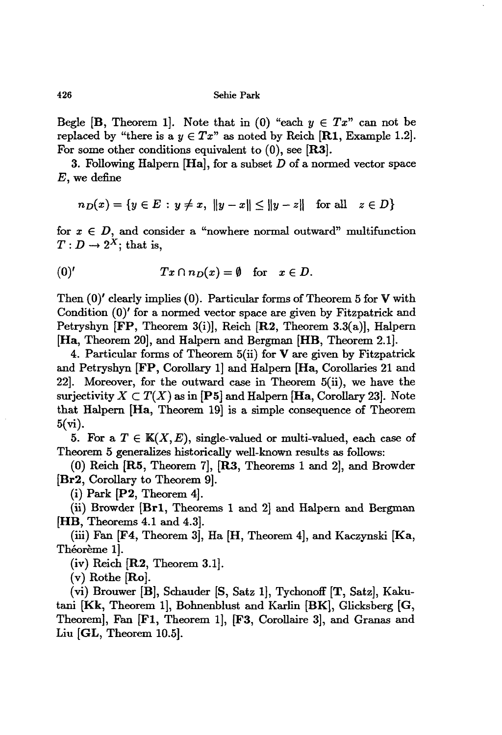Begle [**B**, Theorem 1]. Note that in (0) "each $y \in Tx$" can not be replaced by "there is a $y \in Tx$" as noted by Reich [**R1**, Example 1.2]. For some other conditions equivalent to (0), see [**R3**].

3. Following Halpern [**Ha**], for a subset $D$ of a normed vector space $E$, we define

$$n_D(x) = \{y \in E \, : \, y \neq x, \; \|y - x\| \leq \|y - z\| \quad \text{for all} \quad z \in D\}$$

for $x \in D$, and consider a "nowhere normal outward" multifunction $T : D \to 2^X$; that is,

$$(0)' \qquad\qquad Tx \cap n_D(x) = \emptyset \quad \text{for} \quad x \in D.$$

Then $(0)'$ clearly implies (0). Particular forms of Theorem 5 for **V** with Condition $(0)'$ for a normed vector space are given by Fitzpatrick and Petryshyn [**FP**, Theorem 3(i)], Reich [**R2**, Theorem 3.3(a)], Halpern [**Ha**, Theorem 20], and Halpern and Bergman [**HB**, Theorem 2.1].

4. Particular forms of Theorem 5(ii) for **V** are given by Fitzpatrick and Petryshyn [**FP**, Corollary 1] and Halpern [**Ha**, Corollaries 21 and 22]. Moreover, for the outward case in Theorem 5(ii), we have the surjectivity $X \subset T(X)$ as in [**P5**] and Halpern [**Ha**, Corollary 23]. Note that Halpern [**Ha**, Theorem 19] is a simple consequence of Theorem 5(vi).

5. For a $T \in \mathbb{K}(X, E)$, single-valued or multi-valued, each case of Theorem 5 generalizes historically well-known results as follows:

(0) Reich [**R5**, Theorem 7], [**R3**, Theorems 1 and 2], and Browder [**Br2**, Corollary to Theorem 9].

(i) Park [**P2**, Theorem 4].

(ii) Browder [**Br1**, Theorems 1 and 2] and Halpern and Bergman [**HB**, Theorems 4.1 and 4.3].

(iii) Fan [**F4**, Theorem 3], Ha [**H**, Theorem 4], and Kaczynski [**Ka**, Théorème 1].

(iv) Reich [**R2**, Theorem 3.1].

(v) Rothe [**Ro**].

(vi) Brouwer [**B**], Schauder [**S**, Satz 1], Tychonoff [**T**, Satz], Kakutani [**Kk**, Theorem 1], Bohnenblust and Karlin [**BK**], Glicksberg [**G**, Theorem], Fan [**F1**, Theorem 1], [**F3**, Corollaire 3], and Granas and Liu [**GL**, Theorem 10.5].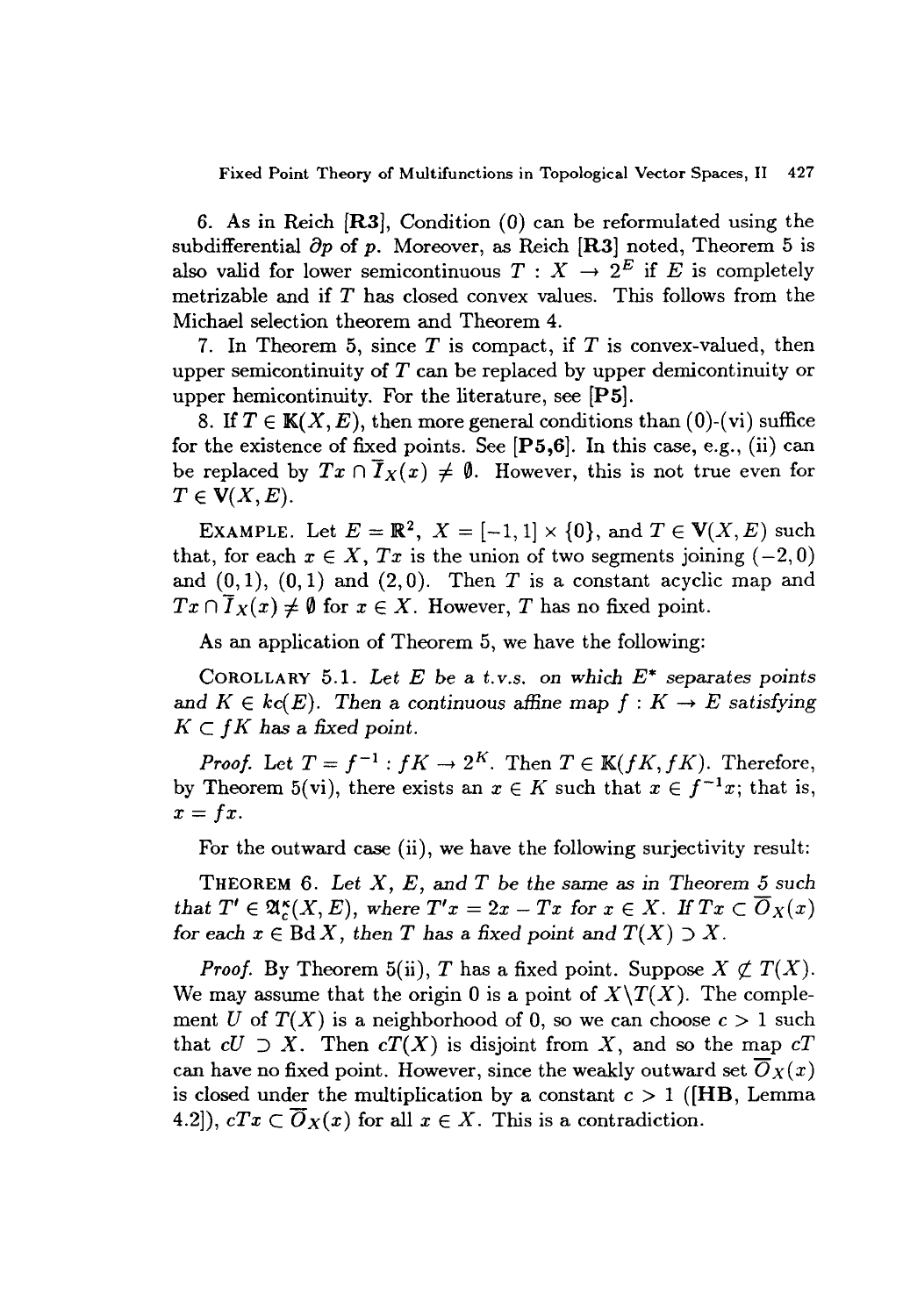6. As in Reich [R3], Condition (0) can be reformulated using the subdifferential $\partial p$ of $p$. Moreover, as Reich [R3] noted, Theorem 5 is also valid for lower semicontinuous $T : X \to 2^E$ if $E$ is completely metrizable and if $T$ has closed convex values. This follows from the Michael selection theorem and Theorem 4.

7. In Theorem 5, since $T$ is compact, if $T$ is convex-valued, then upper semicontinuity of $T$ can be replaced by upper demicontinuity or upper hemicontinuity. For the literature, see [P5].

8. If $T \in \mathbb{K}(X, E)$, then more general conditions than (0)-(vi) suffice for the existence of fixed points. See [P5,6]. In this case, e.g., (ii) can be replaced by $Tx \cap \overline{I}_X(x) \neq \emptyset$. However, this is not true even for $T \in \mathbf{V}(X, E)$.

Example. Let $E = \mathbb{R}^2$, $X = [-1, 1] \times \{0\}$, and $T \in \mathbf{V}(X, E)$ such that, for each $x \in X$, $Tx$ is the union of two segments joining $(-2, 0)$ and $(0, 1)$, $(0, 1)$ and $(2, 0)$. Then $T$ is a constant acyclic map and $Tx \cap \overline{I}_X(x) \neq \emptyset$ for $x \in X$. However, $T$ has no fixed point.

As an application of Theorem 5, we have the following:

Corollary 5.1. *Let $E$ be a t.v.s. on which $E^*$ separates points and $K \in kc(E)$. Then a continuous affine map $f : K \to E$ satisfying $K \subset fK$ has a fixed point.*

*Proof.* Let $T = f^{-1} : fK \to 2^K$. Then $T \in \mathbb{K}(fK, fK)$. Therefore, by Theorem 5(vi), there exists an $x \in K$ such that $x \in f^{-1}x$; that is, $x = fx$.

For the outward case (ii), we have the following surjectivity result:

Theorem 6. *Let $X$, $E$, and $T$ be the same as in Theorem 5 such that $T' \in \mathfrak{A}_c^\kappa(X, E)$, where $T'x = 2x - Tx$ for $x \in X$. If $Tx \subset \overline{O}_X(x)$ for each $x \in \operatorname{Bd} X$, then $T$ has a fixed point and $T(X) \supset X$.*

*Proof.* By Theorem 5(ii), $T$ has a fixed point. Suppose $X \not\subset T(X)$. We may assume that the origin 0 is a point of $X \backslash T(X)$. The complement $U$ of $T(X)$ is a neighborhood of 0, so we can choose $c > 1$ such that $cU \supset X$. Then $cT(X)$ is disjoint from $X$, and so the map $cT$ can have no fixed point. However, since the weakly outward set $\overline{O}_X(x)$ is closed under the multiplication by a constant $c > 1$ ([HB, Lemma 4.2]), $cTx \subset \overline{O}_X(x)$ for all $x \in X$. This is a contradiction.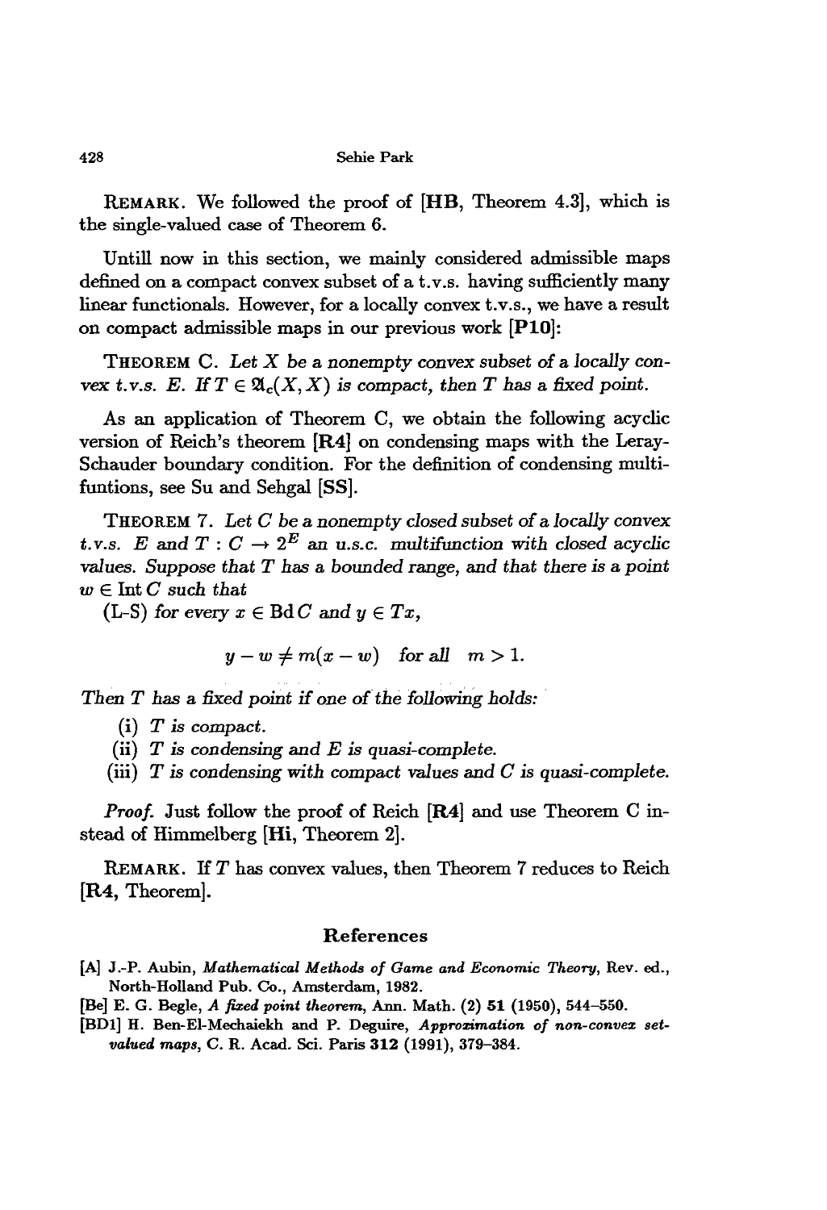REMARK. We followed the proof of [**HB**, Theorem 4.3], which is the single-valued case of Theorem 6.

Untill now in this section, we mainly considered admissible maps defined on a compact convex subset of a t.v.s. having sufficiently many linear functionals. However, for a locally convex t.v.s., we have a result on compact admissible maps in our previous work [**P10**]:

THEOREM C. *Let $X$ be a nonempty convex subset of a locally convex t.v.s. $E$. If $T \in \mathfrak{A}_c(X, X)$ is compact, then $T$ has a fixed point.*

As an application of Theorem C, we obtain the following acyclic version of Reich's theorem [**R4**] on condensing maps with the Leray-Schauder boundary condition. For the definition of condensing multifuntions, see Su and Sehgal [**SS**].

THEOREM 7. *Let $C$ be a nonempty closed subset of a locally convex t.v.s. $E$ and $T : C \to 2^E$ an u.s.c. multifunction with closed acyclic values. Suppose that $T$ has a bounded range, and that there is a point $w \in \operatorname{Int} C$ such that*

(L-S) *for every $x \in \operatorname{Bd} C$ and $y \in Tx$,*

$$y - w \neq m(x - w) \quad \text{for all} \quad m > 1.$$

*Then $T$ has a fixed point if one of the following holds:*

(i) *$T$ is compact.*
(ii) *$T$ is condensing and $E$ is quasi-complete.*
(iii) *$T$ is condensing with compact values and $C$ is quasi-complete.*

*Proof.* Just follow the proof of Reich [**R4**] and use Theorem C instead of Himmelberg [**Hi**, Theorem 2].

REMARK. If $T$ has convex values, then Theorem 7 reduces to Reich [**R4**, Theorem].

## References

[A] J.-P. Aubin, *Mathematical Methods of Game and Economic Theory*, Rev. ed., North-Holland Pub. Co., Amsterdam, 1982.

[Be] E. G. Begle, *A fixed point theorem*, Ann. Math. (2) **51** (1950), 544–550.

[BD1] H. Ben-El-Mechaiekh and P. Deguire, *Approximation of non-convex set-valued maps*, C. R. Acad. Sci. Paris **312** (1991), 379–384.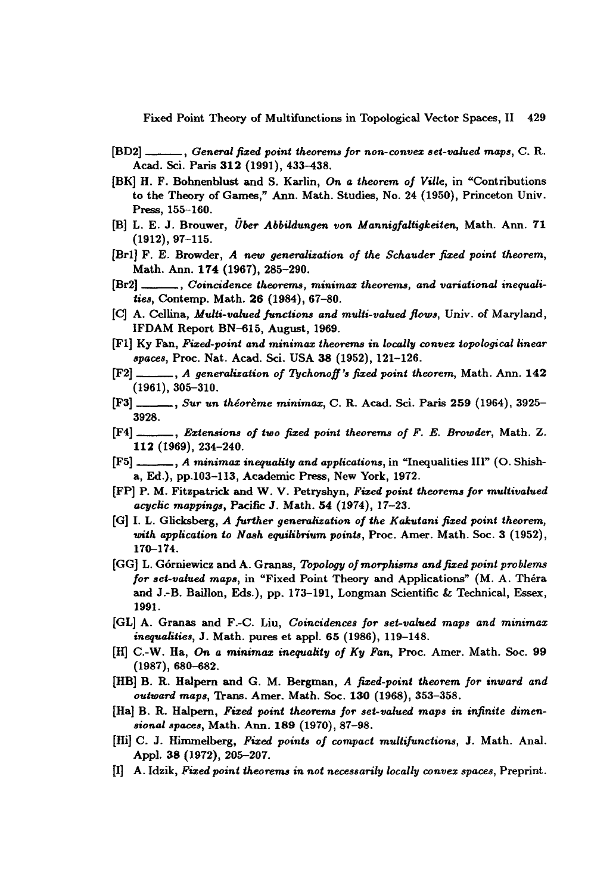[BD2] ———, *General fixed point theorems for non-convex set-valued maps*, C. R. Acad. Sci. Paris **312** (1991), 433–438.

[BK] H. F. Bohnenblust and S. Karlin, *On a theorem of Ville*, in "Contributions to the Theory of Games," Ann. Math. Studies, No. 24 (1950), Princeton Univ. Press, 155–160.

[B] L. E. J. Brouwer, *Über Abbildungen von Mannigfaltigkeiten*, Math. Ann. **71** (1912), 97–115.

[Br1] F. E. Browder, *A new generalization of the Schauder fixed point theorem*, Math. Ann. **174** (1967), 285–290.

[Br2] ———, *Coincidence theorems, minimax theorems, and variational inequalities*, Contemp. Math. **26** (1984), 67–80.

[C] A. Cellina, *Multi-valued functions and multi-valued flows*, Univ. of Maryland, IFDAM Report BN–615, August, 1969.

[F1] Ky Fan, *Fixed-point and minimax theorems in locally convex topological linear spaces*, Proc. Nat. Acad. Sci. USA **38** (1952), 121–126.

[F2] ———, *A generalization of Tychonoff's fixed point theorem*, Math. Ann. **142** (1961), 305–310.

[F3] ———, *Sur un théorème minimax*, C. R. Acad. Sci. Paris **259** (1964), 3925–3928.

[F4] ———, *Extensions of two fixed point theorems of F. E. Browder*, Math. Z. **112** (1969), 234–240.

[F5] ———, *A minimax inequality and applications*, in "Inequalities III" (O. Shisha, Ed.), pp.103–113, Academic Press, New York, 1972.

[FP] P. M. Fitzpatrick and W. V. Petryshyn, *Fixed point theorems for multivalued acyclic mappings*, Pacific J. Math. **54** (1974), 17–23.

[G] I. L. Glicksberg, *A further generalization of the Kakutani fixed point theorem, with application to Nash equilibrium points*, Proc. Amer. Math. Soc. **3** (1952), 170–174.

[GG] L. Górniewicz and A. Granas, *Topology of morphisms and fixed point problems for set-valued maps*, in "Fixed Point Theory and Applications" (M. A. Théra and J.-B. Baillon, Eds.), pp. 173–191, Longman Scientific & Technical, Essex, 1991.

[GL] A. Granas and F.-C. Liu, *Coincidences for set-valued maps and minimax inequalities*, J. Math. pures et appl. **65** (1986), 119–148.

[H] C.-W. Ha, *On a minimax inequality of Ky Fan*, Proc. Amer. Math. Soc. **99** (1987), 680–682.

[HB] B. R. Halpern and G. M. Bergman, *A fixed-point theorem for inward and outward maps*, Trans. Amer. Math. Soc. **130** (1968), 353–358.

[Ha] B. R. Halpern, *Fixed point theorems for set-valued maps in infinite dimensional spaces*, Math. Ann. **189** (1970), 87–98.

[Hi] C. J. Himmelberg, *Fixed points of compact multifunctions*, J. Math. Anal. Appl. **38** (1972), 205–207.

[I] A. Idzik, *Fixed point theorems in not necessarily locally convex spaces*, Preprint.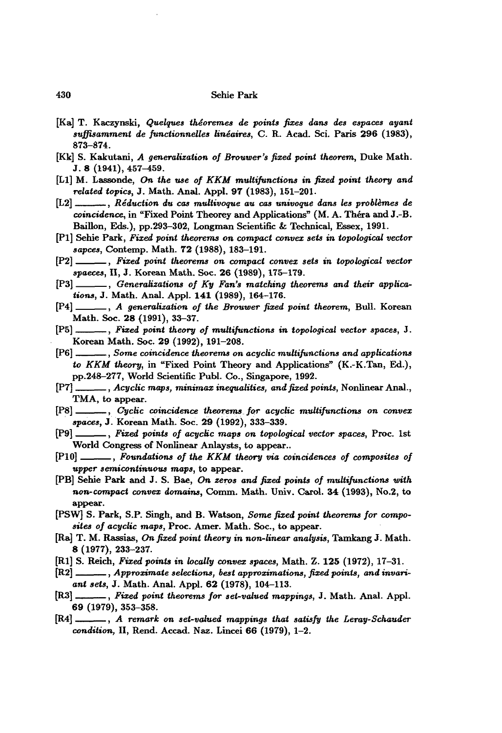[Ka] T. Kaczynski, *Quelques théoremes de points fixes dans des espaces ayant suffisamment de functionnelles linéaires*, C. R. Acad. Sci. Paris **296** (1983), 873–874.

[Kk] S. Kakutani, *A generalization of Brouwer's fixed point theorem*, Duke Math. J. **8** (1941), 457–459.

[L1] M. Lassonde, *On the use of KKM multifunctions in fixed point theory and related topics*, J. Math. Anal. Appl. **97** (1983), 151–201.

[L2] ———, *Réduction du cas multivoque au cas univoque dans les problèmes de coincidence*, in "Fixed Point Theorey and Applications" (M. A. Théra and J.-B. Baillon, Eds.), pp.293–302, Longman Scientific & Technical, Essex, 1991.

[P1] Sehie Park, *Fixed point theorems on compact convex sets in topological vector sapces*, Contemp. Math. **72** (1988), 183–191.

[P2] ———, *Fixed point theorems on compact convex sets in topological vector spaeces*, II, J. Korean Math. Soc. **26** (1989), 175–179.

[P3] ———, *Generalizations of Ky Fan's matching theorems and their applications*, J. Math. Anal. Appl. **141** (1989), 164–176.

[P4] ———, *A generalization of the Brouwer fixed point theorem*, Bull. Korean Math. Soc. **28** (1991), 33–37.

[P5] ———, *Fixed point theory of multifunctions in topological vector spaces*, J. Korean Math. Soc. **29** (1992), 191–208.

[P6] ———, *Some coincidence theorems on acyclic multifunctions and applications to KKM theory*, in "Fixed Point Theory and Applications" (K.-K.Tan, Ed.), pp.248–277, World Scientific Publ. Co., Singapore, 1992.

[P7] ———, *Acyclic maps, minimax inequalities, and fixed points*, Nonlinear Anal., TMA, to appear.

[P8] ———, *Cyclic coincidence theorems for acyclic multifunctions on convex spaces*, J. Korean Math. Soc. **29** (1992), 333–339.

[P9] ———, *Fixed points of acyclic maps on topological vector spaces*, Proc. 1st World Congress of Nonlinear Anlaysts, to appear..

[P10] ———, *Foundations of the KKM theory via coincidences of composites of upper semicontinuous maps*, to appear.

[PB] Sehie Park and J. S. Bae, *On zeros and fixed points of multifunctions with non-compact convex domains*, Comm. Math. Univ. Carol. **34** (1993), No.2, to appear.

[PSW] S. Park, S.P. Singh, and B. Watson, *Some fixed point theorems for composites of acyclic maps*, Proc. Amer. Math. Soc., to appear.

[Ra] T. M. Rassias, *On fixed point theory in non-linear analysis*, Tamkang J. Math. **8** (1977), 233–237.

[R1] S. Reich, *Fixed points in locally convex spaces*, Math. Z. **125** (1972), 17–31.

[R2] ———, *Approximate selections, best approximations, fixed points, and invariant sets*, J. Math. Anal. Appl. **62** (1978), 104–113.

[R3] ———, *Fixed point theorems for set-valued mappings*, J. Math. Anal. Appl. **69** (1979), 353–358.

[R4] ———, *A remark on set-valued mappings that satisfy the Leray-Schauder condition*, II, Rend. Accad. Naz. Lincei **66** (1979), 1–2.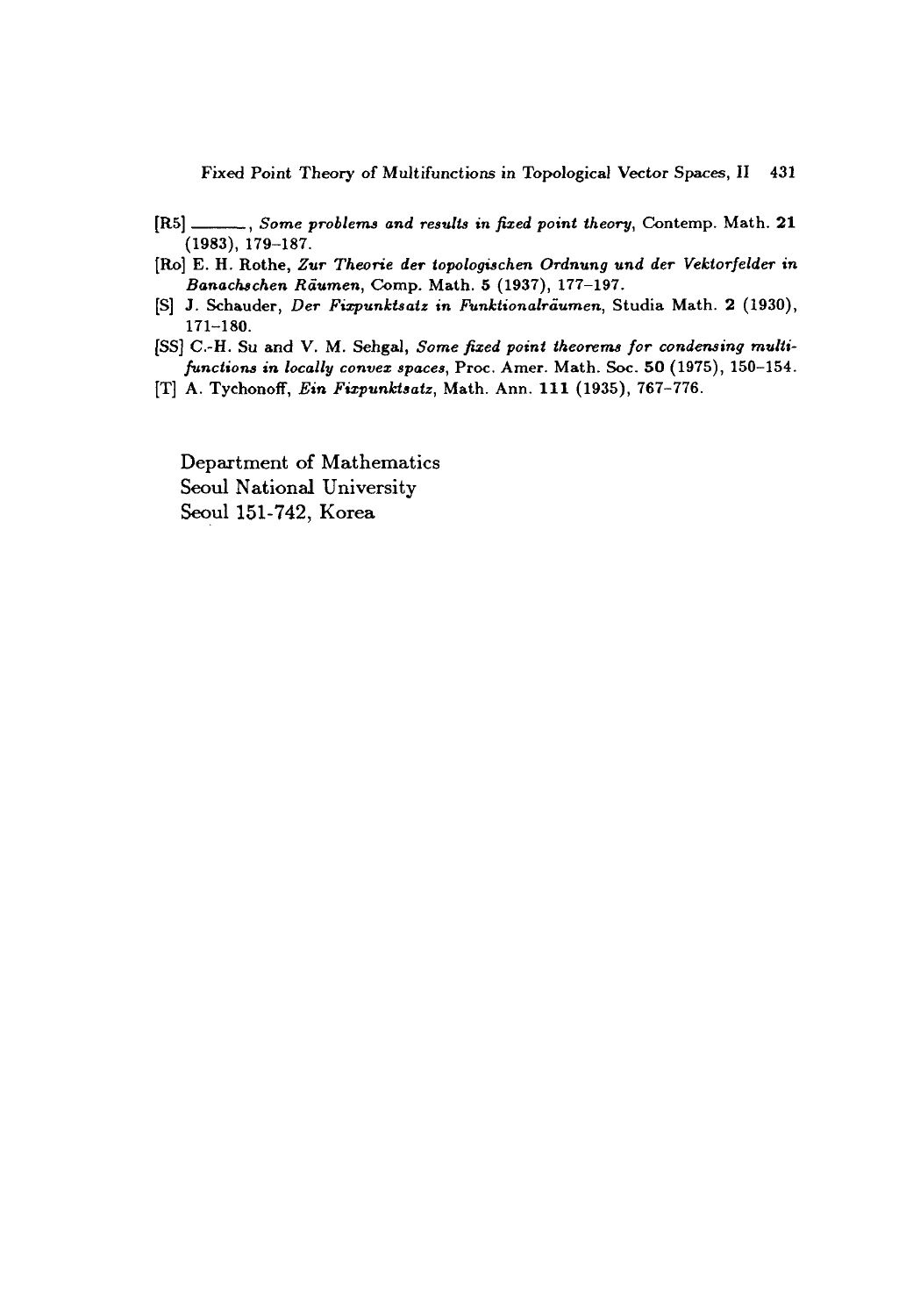[R5] ______, *Some problems and results in fixed point theory*, Contemp. Math. **21** (1983), 179–187.

[Ro] E. H. Rothe, *Zur Theorie der topologischen Ordnung und der Vektorfelder in Banachschen Räumen*, Comp. Math. **5** (1937), 177–197.

[S] J. Schauder, *Der Fixpunktsatz in Funktionalräumen*, Studia Math. **2** (1930), 171–180.

[SS] C.-H. Su and V. M. Sehgal, *Some fixed point theorems for condensing multifunctions in locally convex spaces*, Proc. Amer. Math. Soc. **50** (1975), 150–154.

[T] A. Tychonoff, *Ein Fixpunktsatz*, Math. Ann. **111** (1935), 767–776.

Department of Mathematics
Seoul National University
Seoul 151-742, Korea